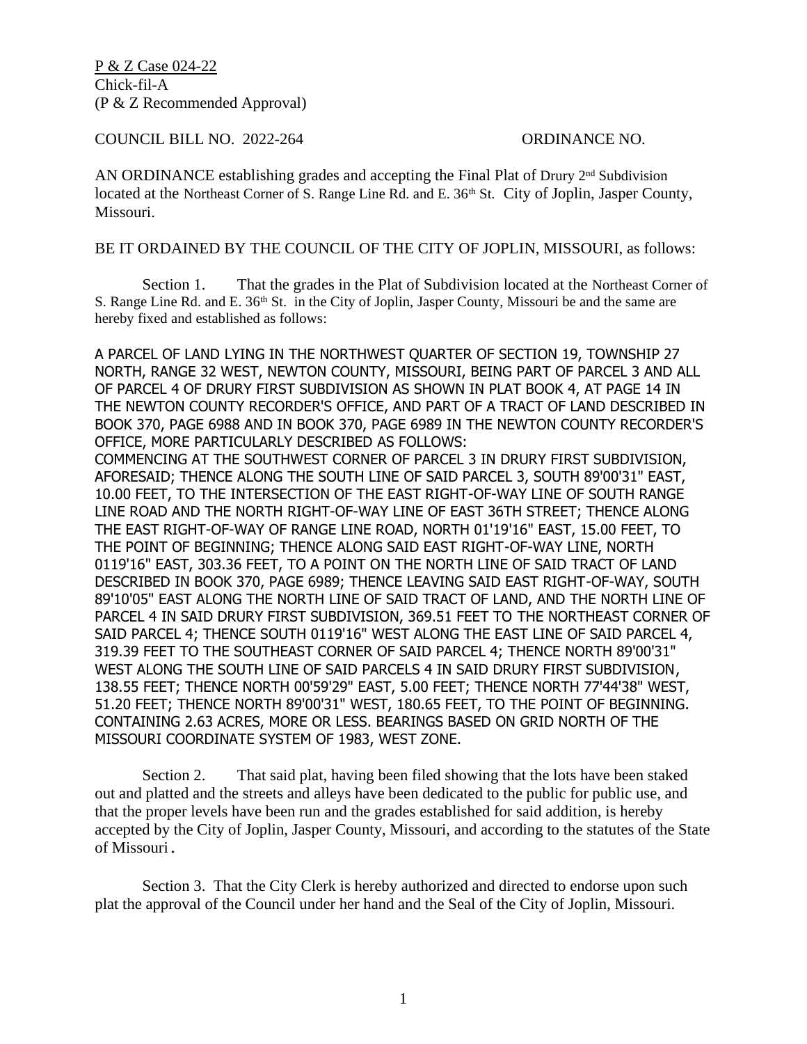P & Z Case 024-22
Chick-fil-A
(P & Z Recommended Approval)

COUNCIL BILL NO. 2022-264 ORDINANCE NO.

AN ORDINANCE establishing grades and accepting the Final Plat of Drury 2nd Subdivision located at the Northeast Corner of S. Range Line Rd. and E. 36th St. City of Joplin, Jasper County, Missouri.

BE IT ORDAINED BY THE COUNCIL OF THE CITY OF JOPLIN, MISSOURI, as follows:

Section 1. That the grades in the Plat of Subdivision located at the Northeast Corner of S. Range Line Rd. and E. 36th St. in the City of Joplin, Jasper County, Missouri be and the same are hereby fixed and established as follows:

A PARCEL OF LAND LYING IN THE NORTHWEST QUARTER OF SECTION 19, TOWNSHIP 27 NORTH, RANGE 32 WEST, NEWTON COUNTY, MISSOURI, BEING PART OF PARCEL 3 AND ALL OF PARCEL 4 OF DRURY FIRST SUBDIVISION AS SHOWN IN PLAT BOOK 4, AT PAGE 14 IN THE NEWTON COUNTY RECORDER'S OFFICE, AND PART OF A TRACT OF LAND DESCRIBED IN BOOK 370, PAGE 6988 AND IN BOOK 370, PAGE 6989 IN THE NEWTON COUNTY RECORDER'S OFFICE, MORE PARTICULARLY DESCRIBED AS FOLLOWS:
COMMENCING AT THE SOUTHWEST CORNER OF PARCEL 3 IN DRURY FIRST SUBDIVISION, AFORESAID; THENCE ALONG THE SOUTH LINE OF SAID PARCEL 3, SOUTH 89'00'31" EAST, 10.00 FEET, TO THE INTERSECTION OF THE EAST RIGHT-OF-WAY LINE OF SOUTH RANGE LINE ROAD AND THE NORTH RIGHT-OF-WAY LINE OF EAST 36TH STREET; THENCE ALONG THE EAST RIGHT-OF-WAY OF RANGE LINE ROAD, NORTH 01'19'16" EAST, 15.00 FEET, TO THE POINT OF BEGINNING; THENCE ALONG SAID EAST RIGHT-OF-WAY LINE, NORTH 0119'16" EAST, 303.36 FEET, TO A POINT ON THE NORTH LINE OF SAID TRACT OF LAND DESCRIBED IN BOOK 370, PAGE 6989; THENCE LEAVING SAID EAST RIGHT-OF-WAY, SOUTH 89'10'05" EAST ALONG THE NORTH LINE OF SAID TRACT OF LAND, AND THE NORTH LINE OF PARCEL 4 IN SAID DRURY FIRST SUBDIVISION, 369.51 FEET TO THE NORTHEAST CORNER OF SAID PARCEL 4; THENCE SOUTH 0119'16" WEST ALONG THE EAST LINE OF SAID PARCEL 4, 319.39 FEET TO THE SOUTHEAST CORNER OF SAID PARCEL 4; THENCE NORTH 89'00'31" WEST ALONG THE SOUTH LINE OF SAID PARCELS 4 IN SAID DRURY FIRST SUBDIVISION, 138.55 FEET; THENCE NORTH 00'59'29" EAST, 5.00 FEET; THENCE NORTH 77'44'38" WEST, 51.20 FEET; THENCE NORTH 89'00'31" WEST, 180.65 FEET, TO THE POINT OF BEGINNING. CONTAINING 2.63 ACRES, MORE OR LESS. BEARINGS BASED ON GRID NORTH OF THE MISSOURI COORDINATE SYSTEM OF 1983, WEST ZONE.

Section 2. That said plat, having been filed showing that the lots have been staked out and platted and the streets and alleys have been dedicated to the public for public use, and that the proper levels have been run and the grades established for said addition, is hereby accepted by the City of Joplin, Jasper County, Missouri, and according to the statutes of the State of Missouri.

Section 3. That the City Clerk is hereby authorized and directed to endorse upon such plat the approval of the Council under her hand and the Seal of the City of Joplin, Missouri.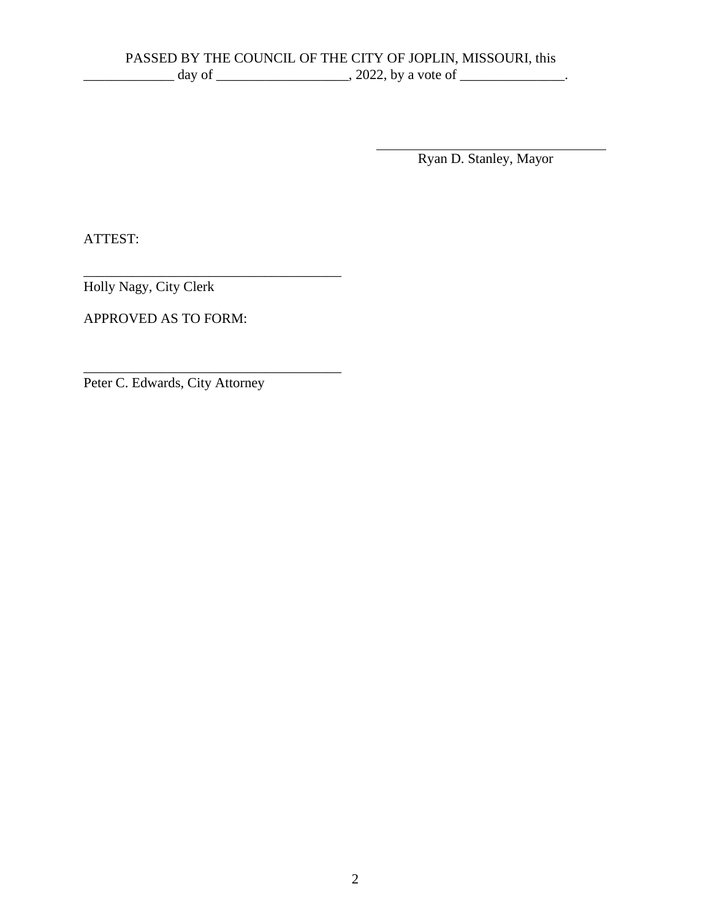PASSED BY THE COUNCIL OF THE CITY OF JOPLIN, MISSOURI, this _____________ day of ___________________, 2022, by a vote of _______________.

______________________________
Ryan D. Stanley, Mayor

ATTEST:

______________________________________
Holly Nagy, City Clerk

APPROVED AS TO FORM:

______________________________________
Peter C. Edwards, City Attorney